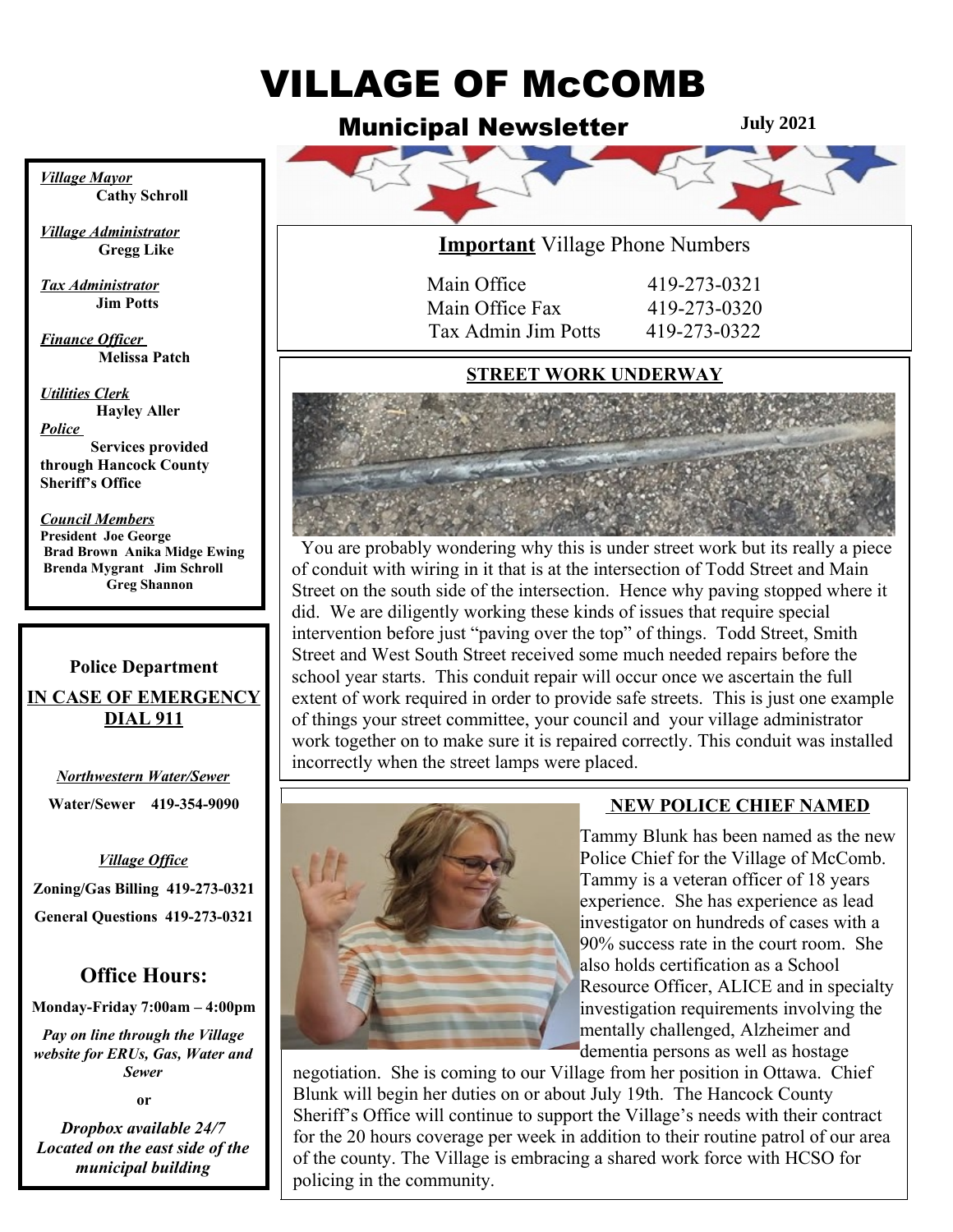# VILLAGE OF McCOMB

## Municipal Newsletter

**July 2021**

*Village Mayor*
**Cathy Schroll**

*Village Administrator*
**Gregg Like**

*Tax Administrator*
**Jim Potts**

*Finance Officer*
**Melissa Patch**

*Utilities Clerk*
**Hayley Aller**

*Police*
**Services provided through Hancock County Sheriff's Office**

*Council Members*
**President Joe George**
**Brad Brown Anika Midge Ewing**
**Brenda Mygrant Jim Schroll**
**Greg Shannon**

### Police Department

**IN CASE OF EMERGENCY DIAL 911**

*Northwestern Water/Sewer*

**Water/Sewer 419-354-9090**

*Village Office*

**Zoning/Gas Billing 419-273-0321**

**General Questions 419-273-0321**

### Office Hours:

**Monday-Friday 7:00am – 4:00pm**

***Pay on line through the Village website for ERUs, Gas, Water and Sewer***

**or**

***Dropbox available 24/7 Located on the east side of the municipal building***

**Important** Village Phone Numbers

| | |
|---|---|
| Main Office | 419-273-0321 |
| Main Office Fax | 419-273-0320 |
| Tax Admin Jim Potts | 419-273-0322 |

### STREET WORK UNDERWAY

You are probably wondering why this is under street work but its really a piece of conduit with wiring in it that is at the intersection of Todd Street and Main Street on the south side of the intersection. Hence why paving stopped where it did. We are diligently working these kinds of issues that require special intervention before just "paving over the top" of things. Todd Street, Smith Street and West South Street received some much needed repairs before the school year starts. This conduit repair will occur once we ascertain the full extent of work required in order to provide safe streets. This is just one example of things your street committee, your council and your village administrator work together on to make sure it is repaired correctly. This conduit was installed incorrectly when the street lamps were placed.

### NEW POLICE CHIEF NAMED

Tammy Blunk has been named as the new Police Chief for the Village of McComb. Tammy is a veteran officer of 18 years experience. She has experience as lead investigator on hundreds of cases with a 90% success rate in the court room. She also holds certification as a School Resource Officer, ALICE and in specialty investigation requirements involving the mentally challenged, Alzheimer and dementia persons as well as hostage negotiation. She is coming to our Village from her position in Ottawa. Chief Blunk will begin her duties on or about July 19th. The Hancock County Sheriff's Office will continue to support the Village's needs with their contract for the 20 hours coverage per week in addition to their routine patrol of our area of the county. The Village is embracing a shared work force with HCSO for policing in the community.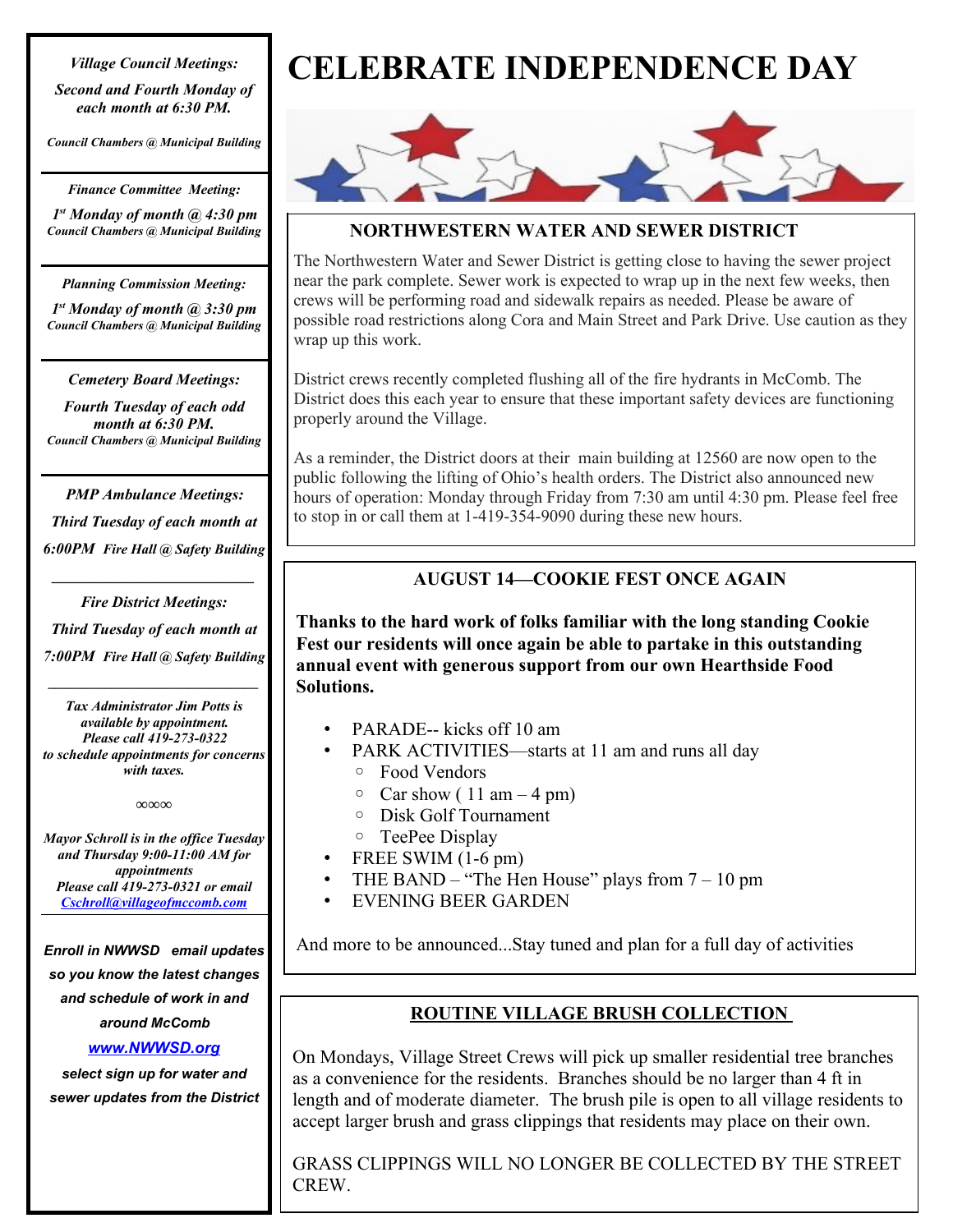*Village Council Meetings:*

***Second and Fourth Monday of each month at 6:30 PM.***

***Council Chambers @ Municipal Building***

*Finance Committee Meeting:*

***1st Monday of month @ 4:30 pm***
***Council Chambers @ Municipal Building***

*Planning Commission Meeting:*

***1st Monday of month @ 3:30 pm***
***Council Chambers @ Municipal Building***

*Cemetery Board Meetings:*

***Fourth Tuesday of each odd month at 6:30 PM.***
***Council Chambers @ Municipal Building***

*PMP Ambulance Meetings:*

*Third Tuesday of each month at 6:00PM Fire Hall @ Safety Building*

---

*Fire District Meetings:*

*Third Tuesday of each month at 7:00PM Fire Hall @ Safety Building*

---

***Tax Administrator Jim Potts is available by appointment. Please call 419-273-0322 to schedule appointments for concerns with taxes.***

∞∞∞

***Mayor Schroll is in the office Tuesday and Thursday 9:00-11:00 AM for appointments***
***Please call 419-273-0321 or email [Cschroll@villageofmccomb.com](mailto:Cschroll@villageofmccomb.com)***

***Enroll in NWWSD email updates so you know the latest changes and schedule of work in and around McComb***
***[www.NWWSD.org](http://www.NWWSD.org)***
***select sign up for water and sewer updates from the District***

# CELEBRATE INDEPENDENCE DAY

## NORTHWESTERN WATER AND SEWER DISTRICT

The Northwestern Water and Sewer District is getting close to having the sewer project near the park complete. Sewer work is expected to wrap up in the next few weeks, then crews will be performing road and sidewalk repairs as needed. Please be aware of possible road restrictions along Cora and Main Street and Park Drive. Use caution as they wrap up this work.

District crews recently completed flushing all of the fire hydrants in McComb. The District does this each year to ensure that these important safety devices are functioning properly around the Village.

As a reminder, the District doors at their main building at 12560 are now open to the public following the lifting of Ohio's health orders. The District also announced new hours of operation: Monday through Friday from 7:30 am until 4:30 pm. Please feel free to stop in or call them at 1-419-354-9090 during these new hours.

## AUGUST 14—COOKIE FEST ONCE AGAIN

**Thanks to the hard work of folks familiar with the long standing Cookie Fest our residents will once again be able to partake in this outstanding annual event with generous support from our own Hearthside Food Solutions.**

- PARADE-- kicks off 10 am
- PARK ACTIVITIES—starts at 11 am and runs all day
  - Food Vendors
  - Car show ( 11 am – 4 pm)
  - Disk Golf Tournament
  - TeePee Display
- FREE SWIM (1-6 pm)
- THE BAND – "The Hen House" plays from 7 – 10 pm
- EVENING BEER GARDEN

And more to be announced...Stay tuned and plan for a full day of activities

## ROUTINE VILLAGE BRUSH COLLECTION

On Mondays, Village Street Crews will pick up smaller residential tree branches as a convenience for the residents. Branches should be no larger than 4 ft in length and of moderate diameter. The brush pile is open to all village residents to accept larger brush and grass clippings that residents may place on their own.

GRASS CLIPPINGS WILL NO LONGER BE COLLECTED BY THE STREET CREW.